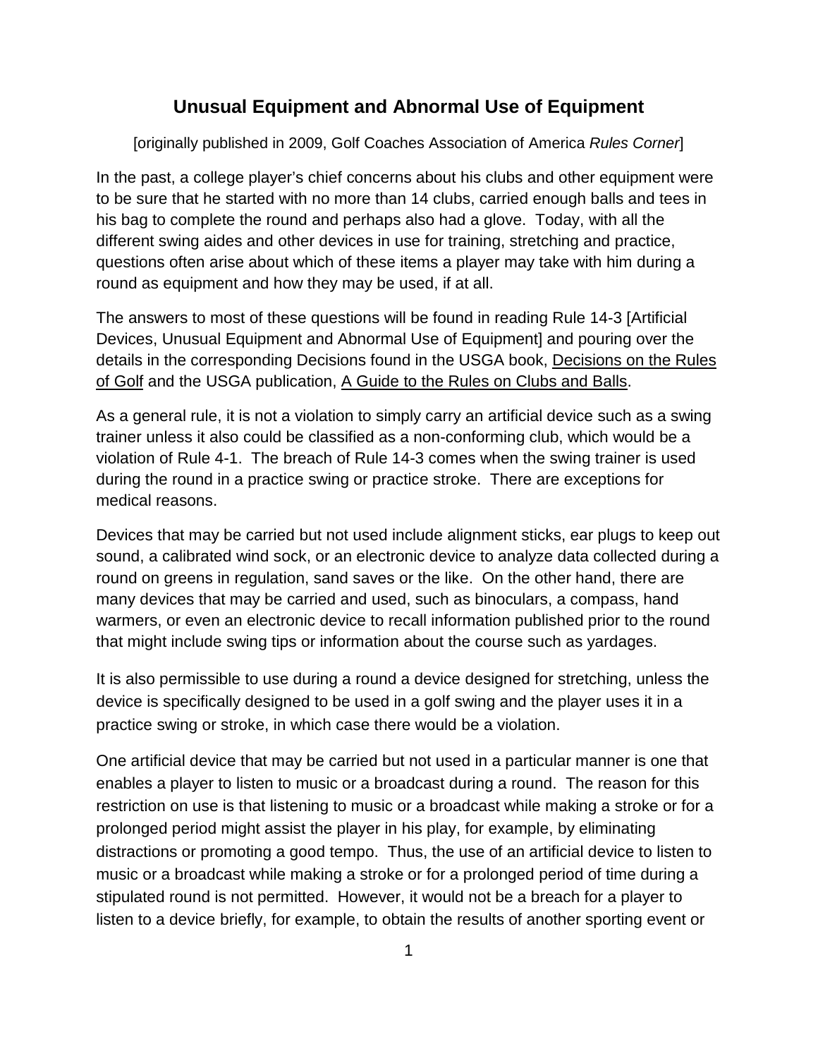# Unusual Equipment and Abnormal Use of Equipment

[originally published in 2009, Golf Coaches Association of America *Rules Corner*]

In the past, a college player's chief concerns about his clubs and other equipment were to be sure that he started with no more than 14 clubs, carried enough balls and tees in his bag to complete the round and perhaps also had a glove. Today, with all the different swing aides and other devices in use for training, stretching and practice, questions often arise about which of these items a player may take with him during a round as equipment and how they may be used, if at all.

The answers to most of these questions will be found in reading Rule 14-3 [Artificial Devices, Unusual Equipment and Abnormal Use of Equipment] and pouring over the details in the corresponding Decisions found in the USGA book, Decisions on the Rules of Golf and the USGA publication, A Guide to the Rules on Clubs and Balls.

As a general rule, it is not a violation to simply carry an artificial device such as a swing trainer unless it also could be classified as a non-conforming club, which would be a violation of Rule 4-1. The breach of Rule 14-3 comes when the swing trainer is used during the round in a practice swing or practice stroke. There are exceptions for medical reasons.

Devices that may be carried but not used include alignment sticks, ear plugs to keep out sound, a calibrated wind sock, or an electronic device to analyze data collected during a round on greens in regulation, sand saves or the like. On the other hand, there are many devices that may be carried and used, such as binoculars, a compass, hand warmers, or even an electronic device to recall information published prior to the round that might include swing tips or information about the course such as yardages.

It is also permissible to use during a round a device designed for stretching, unless the device is specifically designed to be used in a golf swing and the player uses it in a practice swing or stroke, in which case there would be a violation.

One artificial device that may be carried but not used in a particular manner is one that enables a player to listen to music or a broadcast during a round. The reason for this restriction on use is that listening to music or a broadcast while making a stroke or for a prolonged period might assist the player in his play, for example, by eliminating distractions or promoting a good tempo. Thus, the use of an artificial device to listen to music or a broadcast while making a stroke or for a prolonged period of time during a stipulated round is not permitted. However, it would not be a breach for a player to listen to a device briefly, for example, to obtain the results of another sporting event or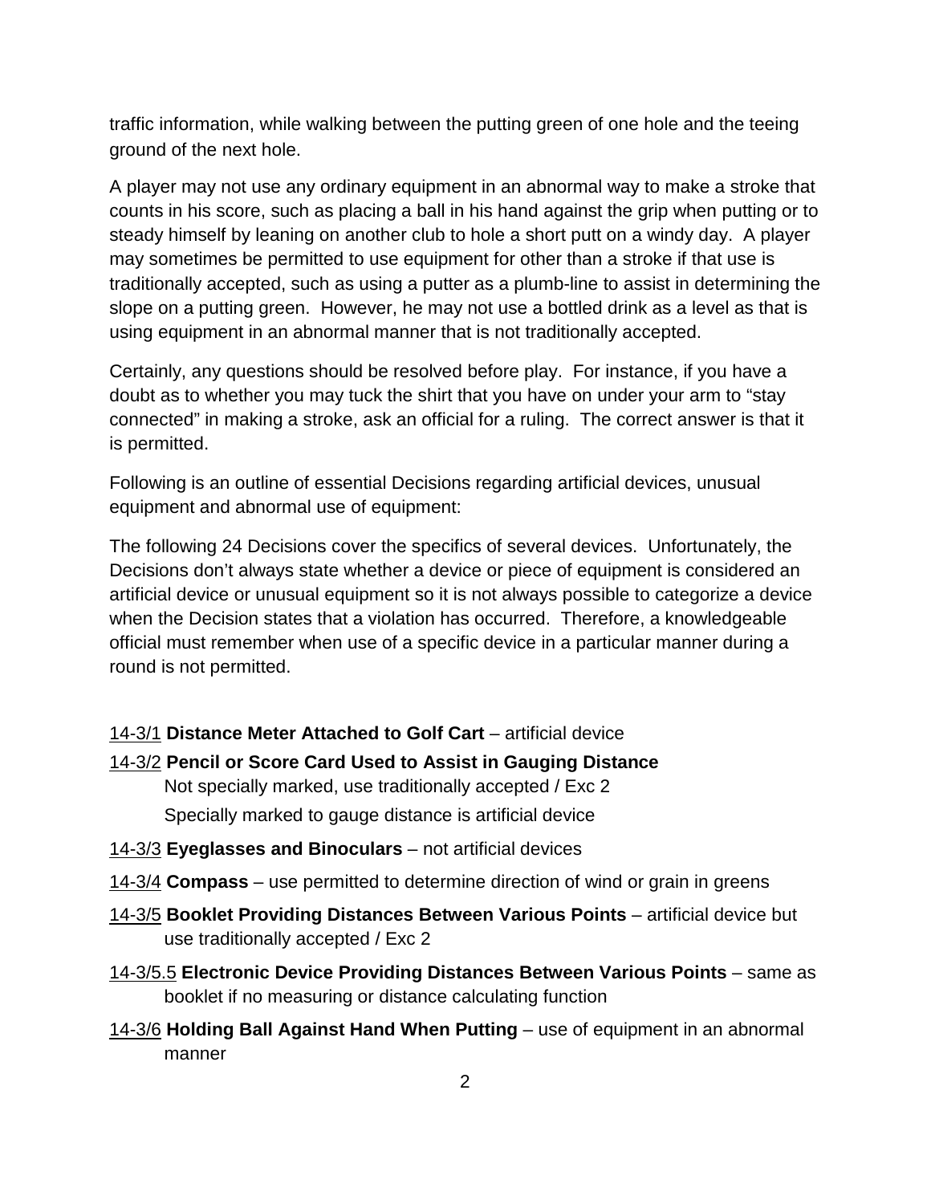traffic information, while walking between the putting green of one hole and the teeing ground of the next hole.

A player may not use any ordinary equipment in an abnormal way to make a stroke that counts in his score, such as placing a ball in his hand against the grip when putting or to steady himself by leaning on another club to hole a short putt on a windy day. A player may sometimes be permitted to use equipment for other than a stroke if that use is traditionally accepted, such as using a putter as a plumb-line to assist in determining the slope on a putting green. However, he may not use a bottled drink as a level as that is using equipment in an abnormal manner that is not traditionally accepted.

Certainly, any questions should be resolved before play. For instance, if you have a doubt as to whether you may tuck the shirt that you have on under your arm to "stay connected" in making a stroke, ask an official for a ruling. The correct answer is that it is permitted.

Following is an outline of essential Decisions regarding artificial devices, unusual equipment and abnormal use of equipment:

The following 24 Decisions cover the specifics of several devices. Unfortunately, the Decisions don't always state whether a device or piece of equipment is considered an artificial device or unusual equipment so it is not always possible to categorize a device when the Decision states that a violation has occurred. Therefore, a knowledgeable official must remember when use of a specific device in a particular manner during a round is not permitted.

14-3/1 **Distance Meter Attached to Golf Cart** – artificial device

14-3/2 **Pencil or Score Card Used to Assist in Gauging Distance**
Not specially marked, use traditionally accepted / Exc 2
Specially marked to gauge distance is artificial device

14-3/3 **Eyeglasses and Binoculars** – not artificial devices

14-3/4 **Compass** – use permitted to determine direction of wind or grain in greens

14-3/5 **Booklet Providing Distances Between Various Points** – artificial device but use traditionally accepted / Exc 2

14-3/5.5 **Electronic Device Providing Distances Between Various Points** – same as booklet if no measuring or distance calculating function

14-3/6 **Holding Ball Against Hand When Putting** – use of equipment in an abnormal manner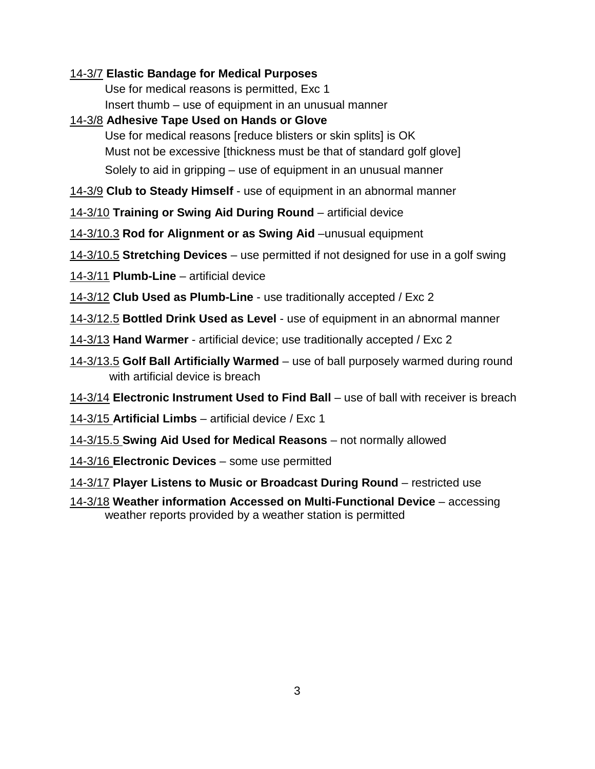14-3/7 **Elastic Bandage for Medical Purposes**

Use for medical reasons is permitted, Exc 1

Insert thumb – use of equipment in an unusual manner

14-3/8 **Adhesive Tape Used on Hands or Glove**

Use for medical reasons [reduce blisters or skin splits] is OK

Must not be excessive [thickness must be that of standard golf glove]

Solely to aid in gripping – use of equipment in an unusual manner

14-3/9 **Club to Steady Himself** - use of equipment in an abnormal manner

14-3/10 **Training or Swing Aid During Round** – artificial device

14-3/10.3 **Rod for Alignment or as Swing Aid** –unusual equipment

14-3/10.5 **Stretching Devices** – use permitted if not designed for use in a golf swing

14-3/11 **Plumb-Line** – artificial device

14-3/12 **Club Used as Plumb-Line** - use traditionally accepted / Exc 2

14-3/12.5 **Bottled Drink Used as Level** - use of equipment in an abnormal manner

14-3/13 **Hand Warmer** - artificial device; use traditionally accepted / Exc 2

14-3/13.5 **Golf Ball Artificially Warmed** – use of ball purposely warmed during round with artificial device is breach

14-3/14 **Electronic Instrument Used to Find Ball** – use of ball with receiver is breach

14-3/15 **Artificial Limbs** – artificial device / Exc 1

14-3/15.5 **Swing Aid Used for Medical Reasons** – not normally allowed

14-3/16 **Electronic Devices** – some use permitted

14-3/17 **Player Listens to Music or Broadcast During Round** – restricted use

14-3/18 **Weather information Accessed on Multi-Functional Device** – accessing weather reports provided by a weather station is permitted